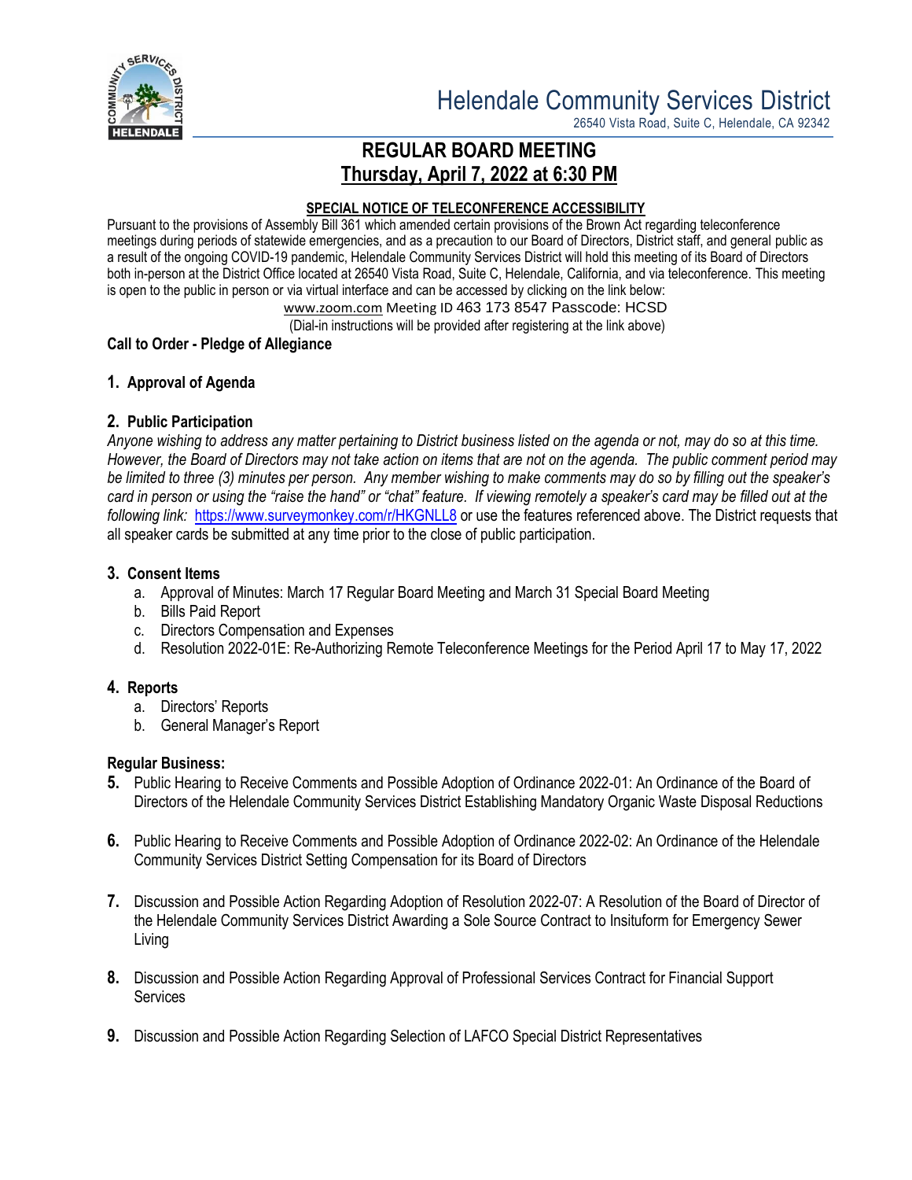# Helendale Community Services District

26540 Vista Road, Suite C, Helendale, CA 92342

## REGULAR BOARD MEETING
## Thursday, April 7, 2022 at 6:30 PM

**SPECIAL NOTICE OF TELECONFERENCE ACCESSIBILITY**

Pursuant to the provisions of Assembly Bill 361 which amended certain provisions of the Brown Act regarding teleconference meetings during periods of statewide emergencies, and as a precaution to our Board of Directors, District staff, and general public as a result of the ongoing COVID-19 pandemic, Helendale Community Services District will hold this meeting of its Board of Directors both in-person at the District Office located at 26540 Vista Road, Suite C, Helendale, California, and via teleconference. This meeting is open to the public in person or via virtual interface and can be accessed by clicking on the link below:

www.zoom.com Meeting ID 463 173 8547 Passcode: HCSD

(Dial-in instructions will be provided after registering at the link above)

**Call to Order - Pledge of Allegiance**

**1. Approval of Agenda**

**2. Public Participation**

*Anyone wishing to address any matter pertaining to District business listed on the agenda or not, may do so at this time. However, the Board of Directors may not take action on items that are not on the agenda. The public comment period may be limited to three (3) minutes per person. Any member wishing to make comments may do so by filling out the speaker's card in person or using the "raise the hand" or "chat" feature. If viewing remotely a speaker's card may be filled out at the following link:* https://www.surveymonkey.com/r/HKGNLL8 or use the features referenced above. The District requests that all speaker cards be submitted at any time prior to the close of public participation.

**3. Consent Items**

a. Approval of Minutes: March 17 Regular Board Meeting and March 31 Special Board Meeting
b. Bills Paid Report
c. Directors Compensation and Expenses
d. Resolution 2022-01E: Re-Authorizing Remote Teleconference Meetings for the Period April 17 to May 17, 2022

**4. Reports**

a. Directors' Reports
b. General Manager's Report

**Regular Business:**

**5.** Public Hearing to Receive Comments and Possible Adoption of Ordinance 2022-01: An Ordinance of the Board of Directors of the Helendale Community Services District Establishing Mandatory Organic Waste Disposal Reductions

**6.** Public Hearing to Receive Comments and Possible Adoption of Ordinance 2022-02: An Ordinance of the Helendale Community Services District Setting Compensation for its Board of Directors

**7.** Discussion and Possible Action Regarding Adoption of Resolution 2022-07: A Resolution of the Board of Director of the Helendale Community Services District Awarding a Sole Source Contract to Insituform for Emergency Sewer Living

**8.** Discussion and Possible Action Regarding Approval of Professional Services Contract for Financial Support Services

**9.** Discussion and Possible Action Regarding Selection of LAFCO Special District Representatives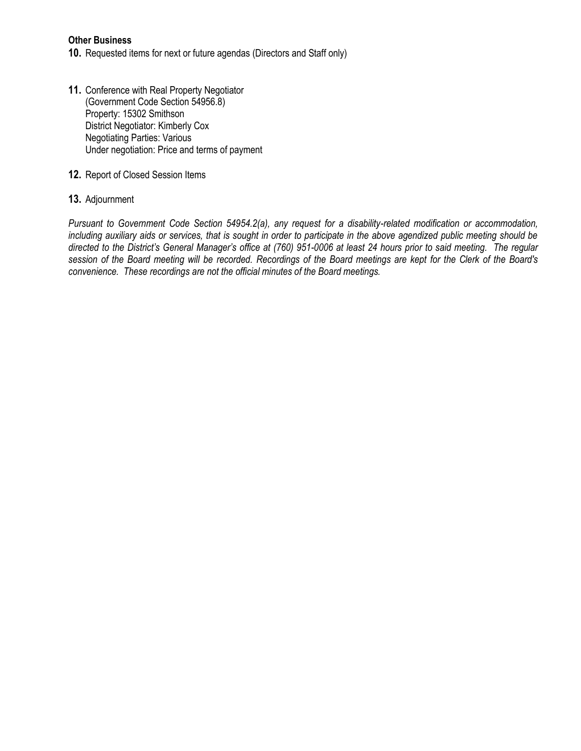**Other Business**

**10.** Requested items for next or future agendas (Directors and Staff only)

**11.** Conference with Real Property Negotiator
(Government Code Section 54956.8)
Property: 15302 Smithson
District Negotiator: Kimberly Cox
Negotiating Parties: Various
Under negotiation: Price and terms of payment

**12.** Report of Closed Session Items

**13.** Adjournment

*Pursuant to Government Code Section 54954.2(a), any request for a disability-related modification or accommodation, including auxiliary aids or services, that is sought in order to participate in the above agendized public meeting should be directed to the District's General Manager's office at (760) 951-0006 at least 24 hours prior to said meeting. The regular session of the Board meeting will be recorded. Recordings of the Board meetings are kept for the Clerk of the Board's convenience. These recordings are not the official minutes of the Board meetings.*